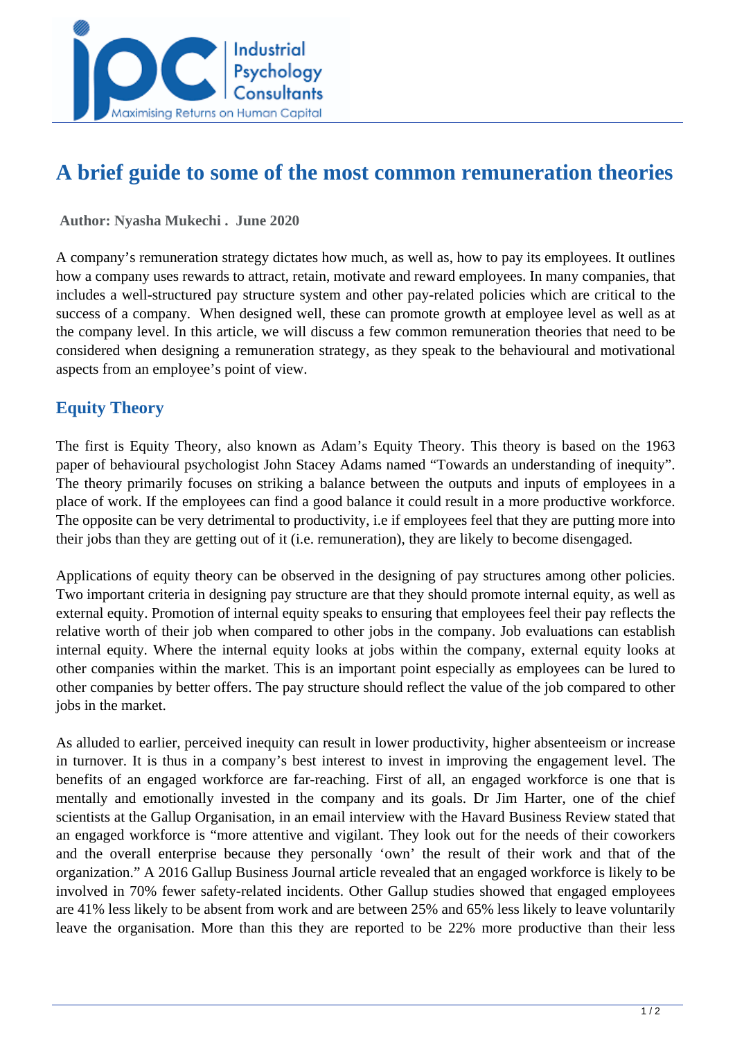# A brief guide to some of the most common remuneration theories

**Author: Nyasha Mukechi . June 2020**

A company's remuneration strategy dictates how much, as well as, how to pay its employees. It outlines how a company uses rewards to attract, retain, motivate and reward employees. In many companies, that includes a well-structured pay structure system and other pay-related policies which are critical to the success of a company. When designed well, these can promote growth at employee level as well as at the company level. In this article, we will discuss a few common remuneration theories that need to be considered when designing a remuneration strategy, as they speak to the behavioural and motivational aspects from an employee's point of view.

## Equity Theory

The first is Equity Theory, also known as Adam's Equity Theory. This theory is based on the 1963 paper of behavioural psychologist John Stacey Adams named "Towards an understanding of inequity". The theory primarily focuses on striking a balance between the outputs and inputs of employees in a place of work. If the employees can find a good balance it could result in a more productive workforce. The opposite can be very detrimental to productivity, i.e if employees feel that they are putting more into their jobs than they are getting out of it (i.e. remuneration), they are likely to become disengaged.

Applications of equity theory can be observed in the designing of pay structures among other policies. Two important criteria in designing pay structure are that they should promote internal equity, as well as external equity. Promotion of internal equity speaks to ensuring that employees feel their pay reflects the relative worth of their job when compared to other jobs in the company. Job evaluations can establish internal equity. Where the internal equity looks at jobs within the company, external equity looks at other companies within the market. This is an important point especially as employees can be lured to other companies by better offers. The pay structure should reflect the value of the job compared to other jobs in the market.

As alluded to earlier, perceived inequity can result in lower productivity, higher absenteeism or increase in turnover. It is thus in a company's best interest to invest in improving the engagement level. The benefits of an engaged workforce are far-reaching. First of all, an engaged workforce is one that is mentally and emotionally invested in the company and its goals. Dr Jim Harter, one of the chief scientists at the Gallup Organisation, in an email interview with the Havard Business Review stated that an engaged workforce is "more attentive and vigilant. They look out for the needs of their coworkers and the overall enterprise because they personally 'own' the result of their work and that of the organization." A 2016 Gallup Business Journal article revealed that an engaged workforce is likely to be involved in 70% fewer safety-related incidents. Other Gallup studies showed that engaged employees are 41% less likely to be absent from work and are between 25% and 65% less likely to leave voluntarily leave the organisation. More than this they are reported to be 22% more productive than their less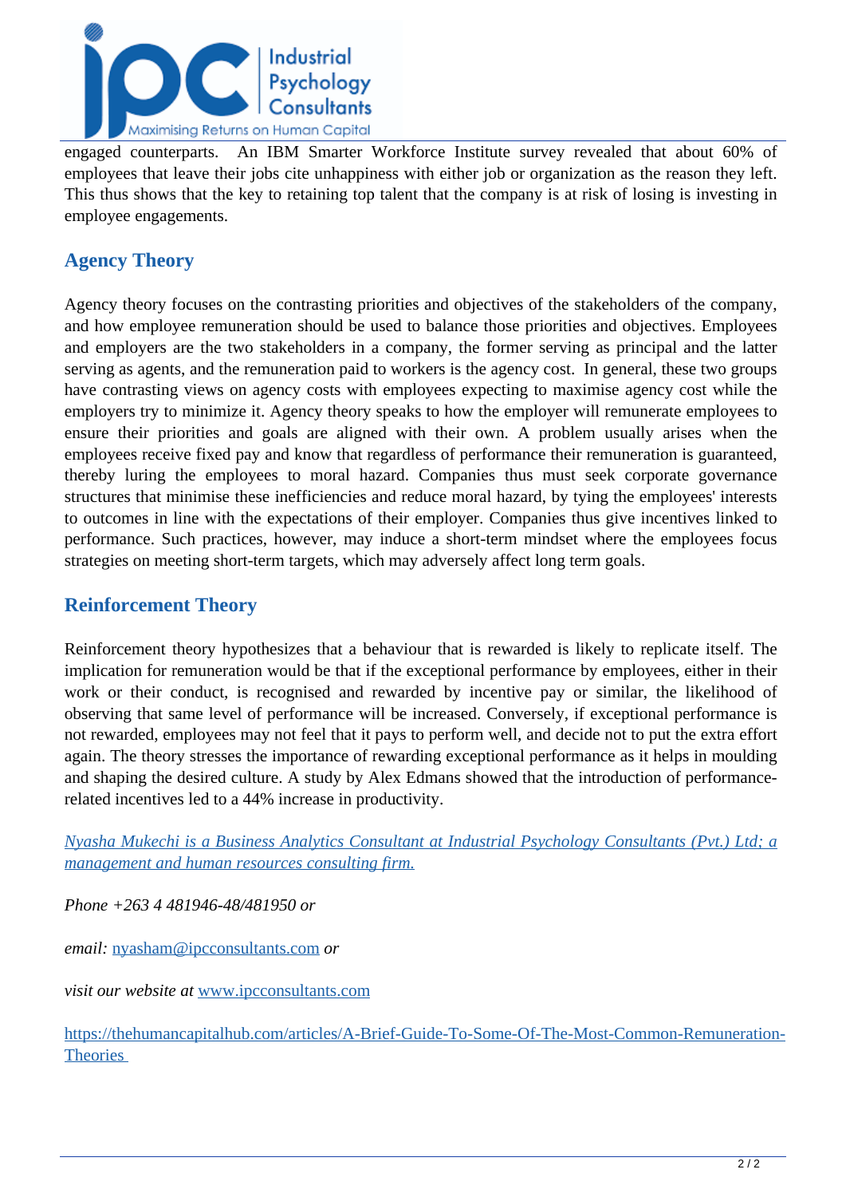engaged counterparts. An IBM Smarter Workforce Institute survey revealed that about 60% of employees that leave their jobs cite unhappiness with either job or organization as the reason they left. This thus shows that the key to retaining top talent that the company is at risk of losing is investing in employee engagements.

## Agency Theory

Agency theory focuses on the contrasting priorities and objectives of the stakeholders of the company, and how employee remuneration should be used to balance those priorities and objectives. Employees and employers are the two stakeholders in a company, the former serving as principal and the latter serving as agents, and the remuneration paid to workers is the agency cost. In general, these two groups have contrasting views on agency costs with employees expecting to maximise agency cost while the employers try to minimize it. Agency theory speaks to how the employer will remunerate employees to ensure their priorities and goals are aligned with their own. A problem usually arises when the employees receive fixed pay and know that regardless of performance their remuneration is guaranteed, thereby luring the employees to moral hazard. Companies thus must seek corporate governance structures that minimise these inefficiencies and reduce moral hazard, by tying the employees' interests to outcomes in line with the expectations of their employer. Companies thus give incentives linked to performance. Such practices, however, may induce a short-term mindset where the employees focus strategies on meeting short-term targets, which may adversely affect long term goals.

## Reinforcement Theory

Reinforcement theory hypothesizes that a behaviour that is rewarded is likely to replicate itself. The implication for remuneration would be that if the exceptional performance by employees, either in their work or their conduct, is recognised and rewarded by incentive pay or similar, the likelihood of observing that same level of performance will be increased. Conversely, if exceptional performance is not rewarded, employees may not feel that it pays to perform well, and decide not to put the extra effort again. The theory stresses the importance of rewarding exceptional performance as it helps in moulding and shaping the desired culture. A study by Alex Edmans showed that the introduction of performance-related incentives led to a 44% increase in productivity.

*Nyasha Mukechi is a Business Analytics Consultant at Industrial Psychology Consultants (Pvt.) Ltd; a management and human resources consulting firm.*

*Phone +263 4 481946-48/481950 or*

*email:* nyasham@ipcconsultants.com *or*

*visit our website at* www.ipcconsultants.com

https://thehumancapitalhub.com/articles/A-Brief-Guide-To-Some-Of-The-Most-Common-Remuneration-Theories